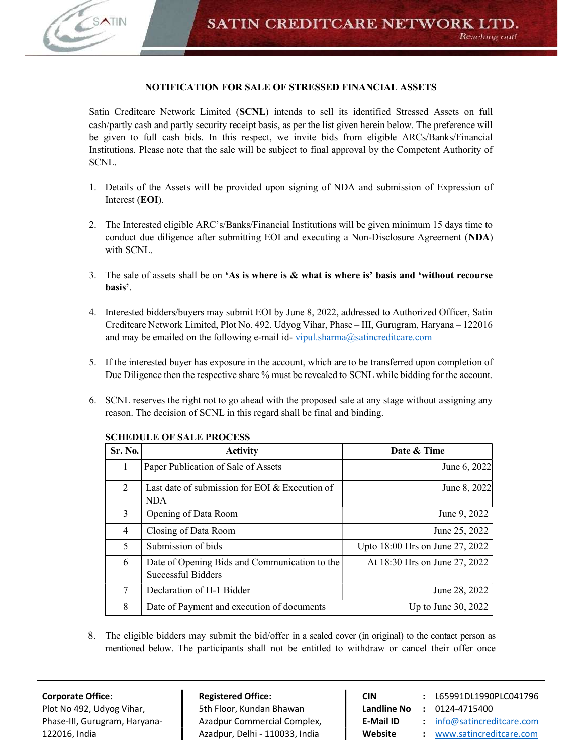## NOTIFICATION FOR SALE OF STRESSED FINANCIAL ASSETS

Satin Creditcare Network Limited (**SCNL**) intends to sell its identified Stressed Assets on full cash/partly cash and partly security receipt basis, as per the list given herein below. The preference will be given to full cash bids. In this respect, we invite bids from eligible ARCs/Banks/Financial Institutions. Please note that the sale will be subject to final approval by the Competent Authority of SCNL.

1. Details of the Assets will be provided upon signing of NDA and submission of Expression of Interest (**EOI**).

2. The Interested eligible ARC's/Banks/Financial Institutions will be given minimum 15 days time to conduct due diligence after submitting EOI and executing a Non-Disclosure Agreement (**NDA**) with SCNL.

3. The sale of assets shall be on **'As is where is & what is where is' basis and 'without recourse basis'**.

4. Interested bidders/buyers may submit EOI by June 8, 2022, addressed to Authorized Officer, Satin Creditcare Network Limited, Plot No. 492. Udyog Vihar, Phase – III, Gurugram, Haryana – 122016 and may be emailed on the following e-mail id- vipul.sharma@satincreditcare.com

5. If the interested buyer has exposure in the account, which are to be transferred upon completion of Due Diligence then the respective share % must be revealed to SCNL while bidding for the account.

6. SCNL reserves the right not to go ahead with the proposed sale at any stage without assigning any reason. The decision of SCNL in this regard shall be final and binding.

**SCHEDULE OF SALE PROCESS**

| Sr. No. | Activity | Date & Time |
|---|---|---|
| 1 | Paper Publication of Sale of Assets | June 6, 2022 |
| 2 | Last date of submission for EOI & Execution of NDA | June 8, 2022 |
| 3 | Opening of Data Room | June 9, 2022 |
| 4 | Closing of Data Room | June 25, 2022 |
| 5 | Submission of bids | Upto 18:00 Hrs on June 27, 2022 |
| 6 | Date of Opening Bids and Communication to the Successful Bidders | At 18:30 Hrs on June 27, 2022 |
| 7 | Declaration of H-1 Bidder | June 28, 2022 |
| 8 | Date of Payment and execution of documents | Up to June 30, 2022 |

8. The eligible bidders may submit the bid/offer in a sealed cover (in original) to the contact person as mentioned below. The participants shall not be entitled to withdraw or cancel their offer once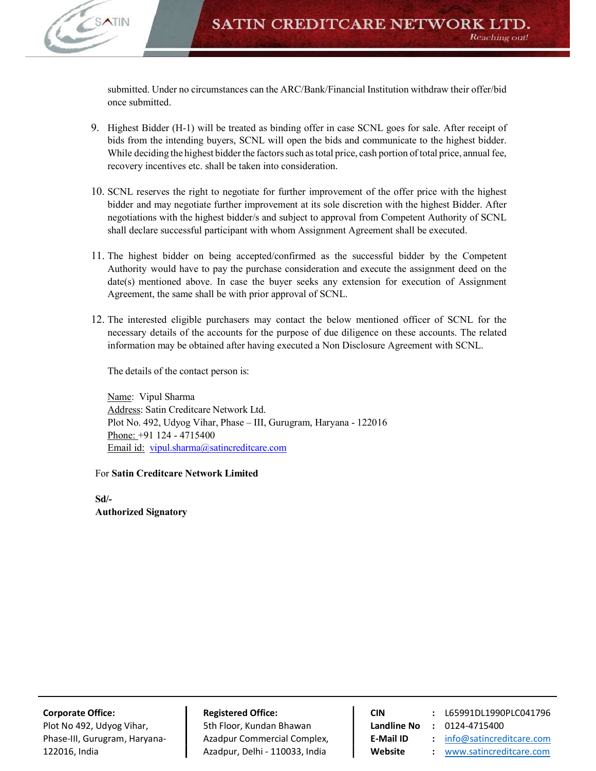submitted. Under no circumstances can the ARC/Bank/Financial Institution withdraw their offer/bid once submitted.

9. Highest Bidder (H-1) will be treated as binding offer in case SCNL goes for sale. After receipt of bids from the intending buyers, SCNL will open the bids and communicate to the highest bidder. While deciding the highest bidder the factors such as total price, cash portion of total price, annual fee, recovery incentives etc. shall be taken into consideration.

10. SCNL reserves the right to negotiate for further improvement of the offer price with the highest bidder and may negotiate further improvement at its sole discretion with the highest Bidder. After negotiations with the highest bidder/s and subject to approval from Competent Authority of SCNL shall declare successful participant with whom Assignment Agreement shall be executed.

11. The highest bidder on being accepted/confirmed as the successful bidder by the Competent Authority would have to pay the purchase consideration and execute the assignment deed on the date(s) mentioned above. In case the buyer seeks any extension for execution of Assignment Agreement, the same shall be with prior approval of SCNL.

12. The interested eligible purchasers may contact the below mentioned officer of SCNL for the necessary details of the accounts for the purpose of due diligence on these accounts. The related information may be obtained after having executed a Non Disclosure Agreement with SCNL.

    The details of the contact person is:

    Name: Vipul Sharma
    Address: Satin Creditcare Network Ltd.
    Plot No. 492, Udyog Vihar, Phase – III, Gurugram, Haryana - 122016
    Phone: +91 124 - 4715400
    Email id: vipul.sharma@satincreditcare.com

For **Satin Creditcare Network Limited**

**Sd/-**
**Authorized Signatory**

**Corporate Office:**
Plot No 492, Udyog Vihar, Phase-III, Gurugram, Haryana-122016, India

**Registered Office:**
5th Floor, Kundan Bhawan Azadpur Commercial Complex, Azadpur, Delhi - 110033, India

**CIN** : L65991DL1990PLC041796
**Landline No** : 0124-4715400
**E-Mail ID** : info@satincreditcare.com
**Website** : www.satincreditcare.com